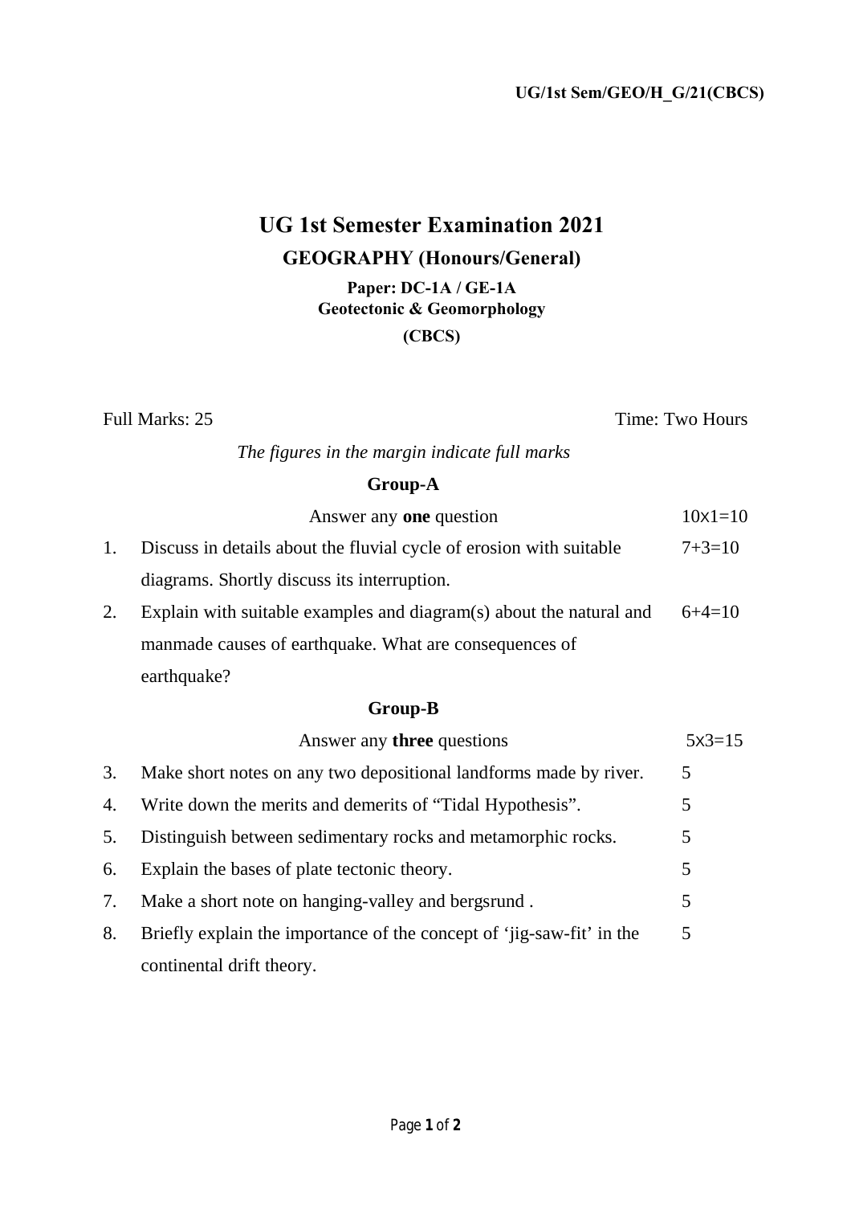UG/1st Sem/GEO/H_G/21(CBCS)

# UG 1st Semester Examination 2021

## GEOGRAPHY (Honours/General)

**Paper: DC-1A / GE-1A**
**Geotectonic & Geomorphology**
**(CBCS)**

Full Marks: 25 &nbsp;&nbsp;&nbsp;&nbsp;&nbsp;&nbsp;&nbsp;&nbsp;&nbsp;&nbsp;&nbsp;&nbsp;&nbsp;&nbsp;&nbsp;&nbsp;&nbsp;&nbsp;&nbsp;&nbsp;&nbsp;&nbsp;&nbsp;&nbsp; Time: Two Hours

*The figures in the margin indicate full marks*

### Group-A

Answer any **one** question &nbsp;&nbsp;&nbsp;&nbsp;&nbsp;&nbsp;&nbsp;&nbsp; 10x1=10

1. Discuss in details about the fluvial cycle of erosion with suitable diagrams. Shortly discuss its interruption. &nbsp;&nbsp;&nbsp;&nbsp; 7+3=10
2. Explain with suitable examples and diagram(s) about the natural and manmade causes of earthquake. What are consequences of earthquake? &nbsp;&nbsp;&nbsp;&nbsp; 6+4=10

### Group-B

Answer any **three** questions &nbsp;&nbsp;&nbsp;&nbsp;&nbsp;&nbsp;&nbsp;&nbsp; 5x3=15

3. Make short notes on any two depositional landforms made by river. &nbsp;&nbsp;&nbsp;&nbsp; 5
4. Write down the merits and demerits of “Tidal Hypothesis”. &nbsp;&nbsp;&nbsp;&nbsp; 5
5. Distinguish between sedimentary rocks and metamorphic rocks. &nbsp;&nbsp;&nbsp;&nbsp; 5
6. Explain the bases of plate tectonic theory. &nbsp;&nbsp;&nbsp;&nbsp; 5
7. Make a short note on hanging-valley and bergsrund . &nbsp;&nbsp;&nbsp;&nbsp; 5
8. Briefly explain the importance of the concept of ‘jig-saw-fit’ in the continental drift theory. &nbsp;&nbsp;&nbsp;&nbsp; 5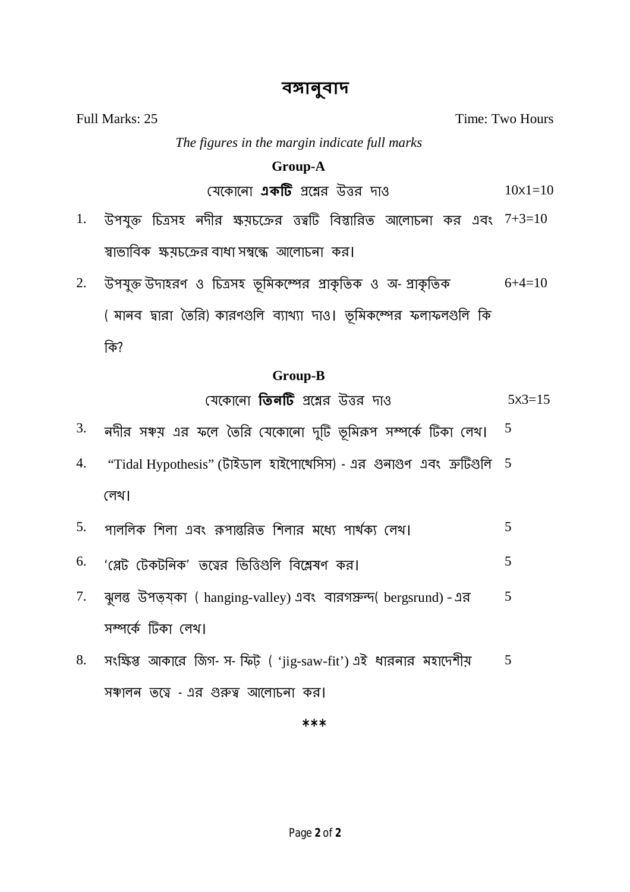# বঙ্গানুবাদ

Full Marks: 25 Time: Two Hours

*The figures in the margin indicate full marks*

## Group-A

যেকোনো **একটি** প্রশ্নের উত্তর দাও 10x1=10

1. উপযুক্ত চিত্রসহ নদীর ক্ষয়চক্রের তত্বটি বিস্তারিত আলোচনা কর এবং স্বাভাবিক ক্ষয়চক্রের বাধা সম্বন্ধে আলোচনা কর। 7+3=10

2. উপযুক্ত উদাহরণ ও চিত্রসহ ভূমিকম্পের প্রাকৃতিক ও অ-প্রাকৃতিক (মানব দ্বারা তৈরি) কারণগুলি ব্যাখ্যা দাও। ভূমিকম্পের ফলাফলগুলি কি কি? 6+4=10

## Group-B

যেকোনো **তিনটি** প্রশ্নের উত্তর দাও 5x3=15

3. নদীর সঞ্চয় এর ফলে তৈরি যেকোনো দুটি ভূমিরূপ সম্পর্কে টিকা লেখ। 5

4. "Tidal Hypothesis" (টাইডাল হাইপোথেসিস) - এর গুনাগুণ এবং ত্রুটিগুলি লেখ। 5

5. পাললিক শিলা এবং রূপান্তরিত শিলার মধ্যে পার্থক্য লেখ। 5

6. 'প্লেট টেকটনিক' তত্ত্বের ভিত্তিগুলি বিশ্লেষণ কর। 5

7. ঝুলন্ত উপত্যকা ( hanging-valley) এবং বারগস্রুন্দ( bergsrund) - এর সম্পর্কে টিকা লেখ। 5

8. সংক্ষিপ্ত আকারে জিগ- স- ফিট্ ( 'jig-saw-fit') এই ধারনার মহাদেশীয় সঞ্চালন তত্বে - এর গুরুত্ব আলোচনা কর। 5

***